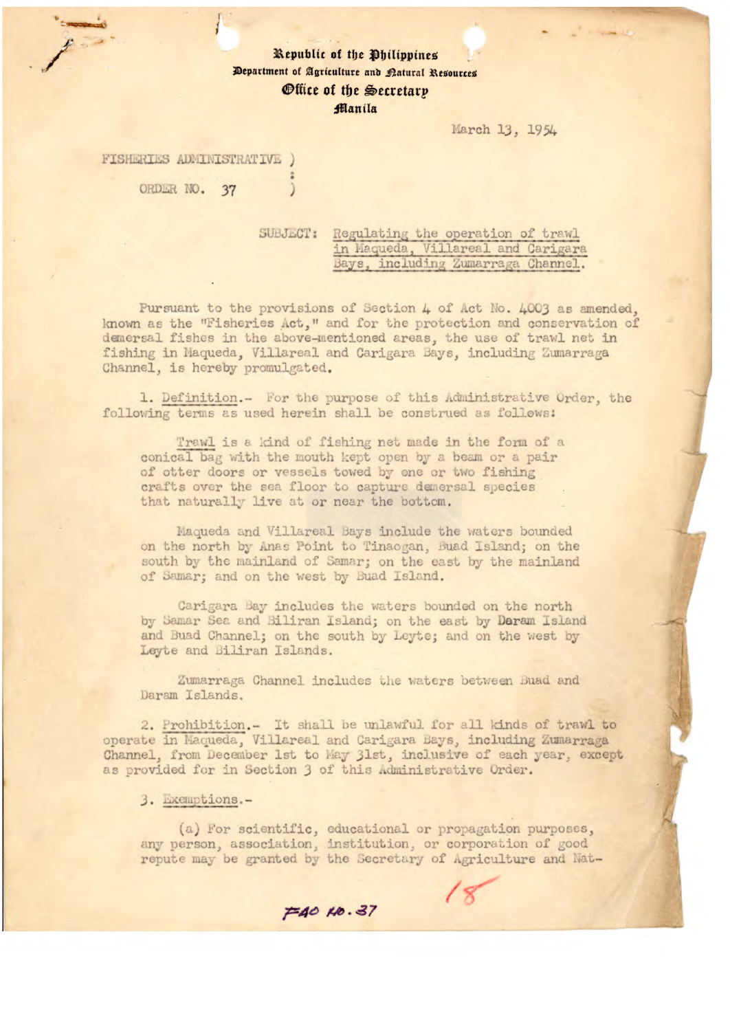**Republic of the Philippines**
**Department of Agriculture and Natural Resources**
**Office of the Secretary**
**Manila**

March 13, 1954

FISHERIES ADMINISTRATIVE )
:
ORDER NO. 37 )

SUBJECT: <u>Regulating the operation of trawl in Maqueda, Villareal and Carigara Bays, including Zumarraga Channel.</u>

Pursuant to the provisions of Section 4 of Act No. 4003 as amended, known as the "Fisheries Act," and for the protection and conservation of demersal fishes in the above-mentioned areas, the use of trawl net in fishing in Maqueda, Villareal and Carigara Bays, including Zumarraga Channel, is hereby promulgated.

1. <u>Definition</u>.- For the purpose of this Administrative Order, the following terms as used herein shall be construed as follows:

<u>Trawl</u> is a kind of fishing net made in the form of a conical bag with the mouth kept open by a beam or a pair of otter doors or vessels towed by one or two fishing crafts over the sea floor to capture demersal species that naturally live at or near the bottom.

Maqueda and Villareal Bays include the waters bounded on the north by Anas Point to Tinaogan, Buad Island; on the south by the mainland of Samar; on the east by the mainland of Samar; and on the west by Buad Island.

Carigara Bay includes the waters bounded on the north by Samar Sea and Biliran Island; on the east by Daram Island and Buad Channel; on the south by Leyte; and on the west by Leyte and Biliran Islands.

Zumarraga Channel includes the waters between Buad and Daram Islands.

2. <u>Prohibition</u>.- It shall be unlawful for all kinds of trawl to operate in Maqueda, Villareal and Carigara Bays, including Zumarraga Channel, from December 1st to May 31st, inclusive of each year, except as provided for in Section 3 of this Administrative Order.

3. <u>Exemptions</u>.-

(a) For scientific, educational or propagation purposes, any person, association, institution, or corporation of good repute may be granted by the Secretary of Agriculture and Nat-

FAO NO. 37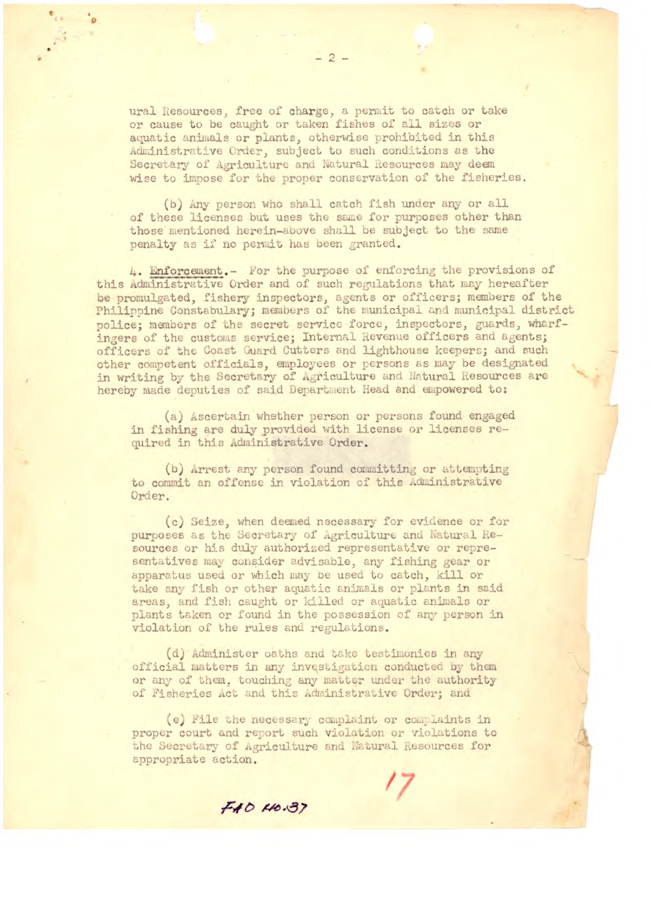ural Resources, free of charge, a permit to catch or take or cause to be caught or taken fishes of all sizes or aquatic animals or plants, otherwise prohibited in this Administrative Order, subject to such conditions as the Secretary of Agriculture and Natural Resources may deem wise to impose for the proper conservation of the fisheries.

(b) Any person who shall catch fish under any or all of these licenses but uses the same for purposes other than those mentioned herein-above shall be subject to the same penalty as if no permit has been granted.

4. **Enforcement**.- For the purpose of enforcing the provisions of this Administrative Order and of such regulations that may hereafter be promulgated, fishery inspectors, agents or officers; members of the Philippine Constabulary; members of the municipal and municipal district police; members of the secret service force, inspectors, guards, wharfingers of the customs service; Internal Revenue officers and agents; officers of the Coast Guard Cutters and lighthouse keepers; and such other competent officials, employees or persons as may be designated in writing by the Secretary of Agriculture and Natural Resources are hereby made deputies of said Department Head and empowered to:

(a) Ascertain whether person or persons found engaged in fishing are duly provided with license or licenses required in this Administrative Order.

(b) Arrest any person found committing or attempting to commit an offense in violation of this Administrative Order.

(c) Seize, when deemed necessary for evidence or for purposes as the Secretary of Agriculture and Natural Resources or his duly authorized representative or representatives may consider advisable, any fishing gear or apparatus used or which may be used to catch, kill or take any fish or other aquatic animals or plants in said areas, and fish caught or killed or aquatic animals or plants taken or found in the possession of any person in violation of the rules and regulations.

(d) Administer oaths and take testimonies in any official matters in any investigation conducted by them or any of them, touching any matter under the authority of Fisheries Act and this Administrative Order; and

(e) File the necessary complaint or complaints in proper court and report such violation or violations to the Secretary of Agriculture and Natural Resources for appropriate action.

FAO No. 37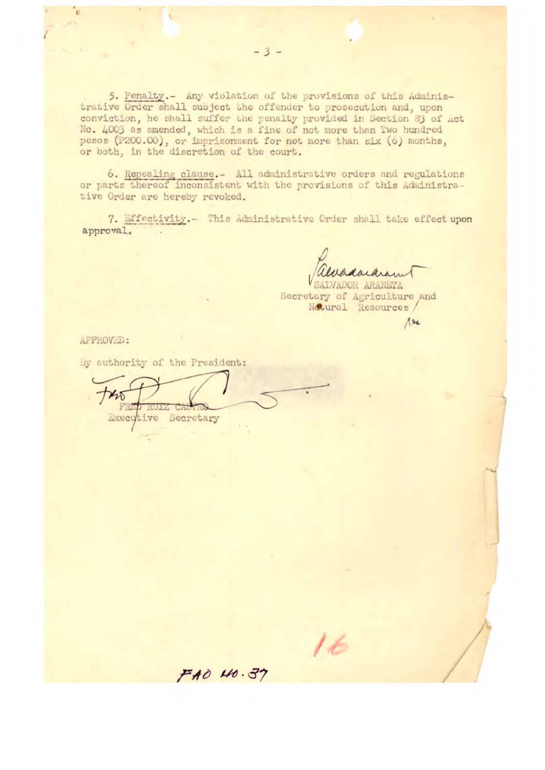5. Penalty.- Any violation of the provisions of this Administrative Order shall subject the offender to prosecution and, upon conviction, he shall suffer the penalty provided in Section 83 of Act No. 4003 as amended, which is a fine of not more than Two hundred pesos (₱200.00), or imprisonment for not more than six (6) months, or both, in the discretion of the court.

6. Repealing clause.- All administrative orders and regulations or parts thereof inconsistent with the provisions of this Administrative Order are hereby revoked.

7. Effectivity.- This Administrative Order shall take effect upon approval.

SALVADOR ARANETA
Secretary of Agriculture and Natural Resources

APPROVED:

By authority of the President:

FRED RUIZ CASTRO
Executive Secretary

FAO NO. 37